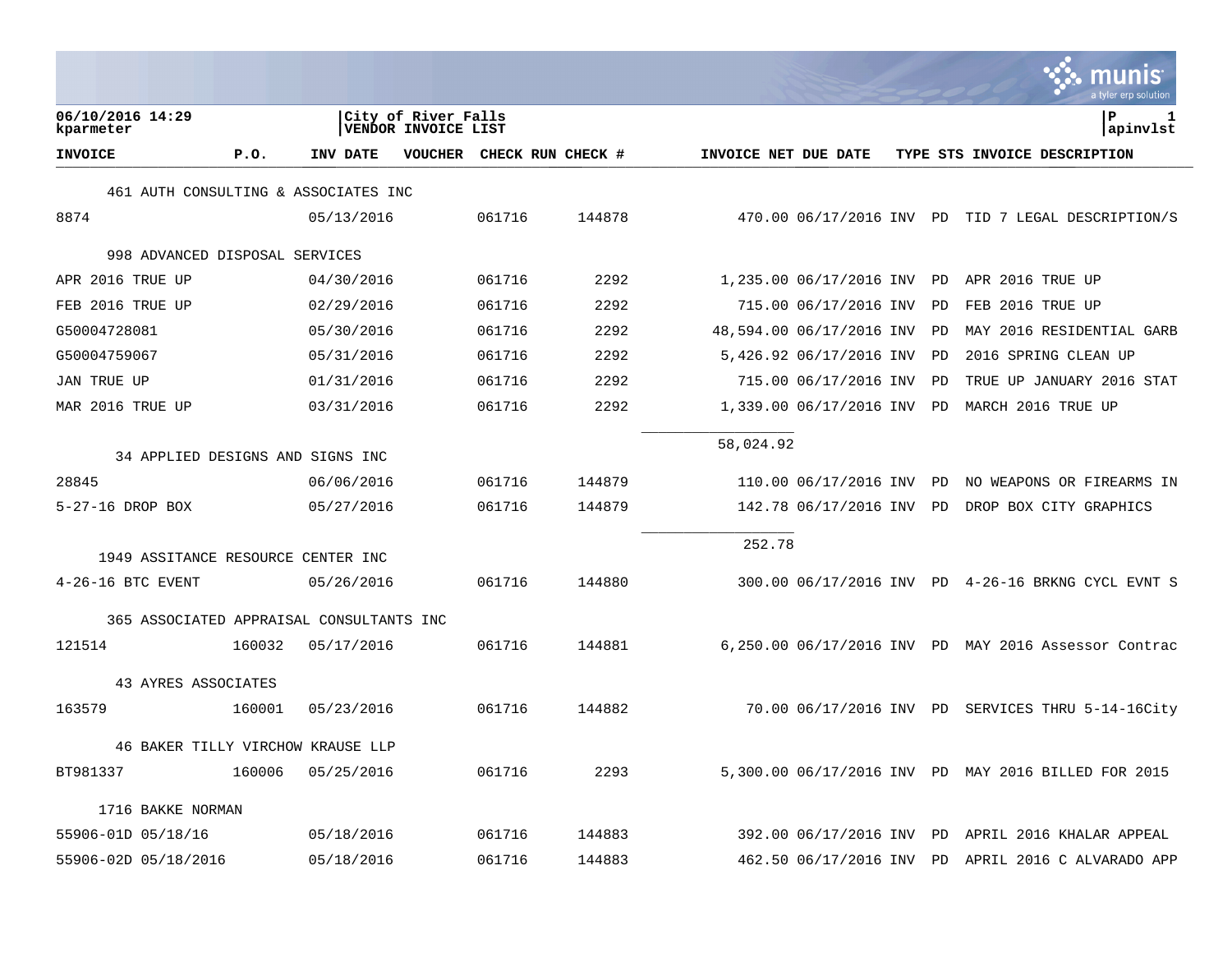06/10/2016 14:29
kparmeter

City of River Falls
VENDOR INVOICE LIST

apinvlst

| INVOICE | P.O. | INV DATE | VOUCHER | CHECK RUN | CHECK # | INVOICE NET | DUE DATE | TYPE | STS | INVOICE DESCRIPTION |
|---|---|---|---|---|---|---|---|---|---|---|
| 461 AUTH CONSULTING & ASSOCIATES INC | | | | | | | | | | |
| 8874 | | 05/13/2016 | | 061716 | 144878 | 470.00 | 06/17/2016 | INV | PD | TID 7 LEGAL DESCRIPTION/S |
| 998 ADVANCED DISPOSAL SERVICES | | | | | | | | | | |
| APR 2016 TRUE UP | | 04/30/2016 | | 061716 | 2292 | 1,235.00 | 06/17/2016 | INV | PD | APR 2016 TRUE UP |
| FEB 2016 TRUE UP | | 02/29/2016 | | 061716 | 2292 | 715.00 | 06/17/2016 | INV | PD | FEB 2016 TRUE UP |
| G50004728081 | | 05/30/2016 | | 061716 | 2292 | 48,594.00 | 06/17/2016 | INV | PD | MAY 2016 RESIDENTIAL GARB |
| G50004759067 | | 05/31/2016 | | 061716 | 2292 | 5,426.92 | 06/17/2016 | INV | PD | 2016 SPRING CLEAN UP |
| JAN TRUE UP | | 01/31/2016 | | 061716 | 2292 | 715.00 | 06/17/2016 | INV | PD | TRUE UP JANUARY 2016 STAT |
| MAR 2016 TRUE UP | | 03/31/2016 | | 061716 | 2292 | 1,339.00 | 06/17/2016 | INV | PD | MARCH 2016 TRUE UP |
| | | | | | | 58,024.92 | | | | |
| 34 APPLIED DESIGNS AND SIGNS INC | | | | | | | | | | |
| 28845 | | 06/06/2016 | | 061716 | 144879 | 110.00 | 06/17/2016 | INV | PD | NO WEAPONS OR FIREARMS IN |
| 5-27-16 DROP BOX | | 05/27/2016 | | 061716 | 144879 | 142.78 | 06/17/2016 | INV | PD | DROP BOX CITY GRAPHICS |
| | | | | | | 252.78 | | | | |
| 1949 ASSITANCE RESOURCE CENTER INC | | | | | | | | | | |
| 4-26-16 BTC EVENT | | 05/26/2016 | | 061716 | 144880 | 300.00 | 06/17/2016 | INV | PD | 4-26-16 BRKNG CYCL EVNT S |
| 365 ASSOCIATED APPRAISAL CONSULTANTS INC | | | | | | | | | | |
| 121514 | 160032 | 05/17/2016 | | 061716 | 144881 | 6,250.00 | 06/17/2016 | INV | PD | MAY 2016 Assessor Contrac |
| 43 AYRES ASSOCIATES | | | | | | | | | | |
| 163579 | 160001 | 05/23/2016 | | 061716 | 144882 | 70.00 | 06/17/2016 | INV | PD | SERVICES THRU 5-14-16City |
| 46 BAKER TILLY VIRCHOW KRAUSE LLP | | | | | | | | | | |
| BT981337 | 160006 | 05/25/2016 | | 061716 | 2293 | 5,300.00 | 06/17/2016 | INV | PD | MAY 2016 BILLED FOR 2015 |
| 1716 BAKKE NORMAN | | | | | | | | | | |
| 55906-01D 05/18/16 | | 05/18/2016 | | 061716 | 144883 | 392.00 | 06/17/2016 | INV | PD | APRIL 2016 KHALAR APPEAL |
| 55906-02D 05/18/2016 | | 05/18/2016 | | 061716 | 144883 | 462.50 | 06/17/2016 | INV | PD | APRIL 2016 C ALVARADO APP |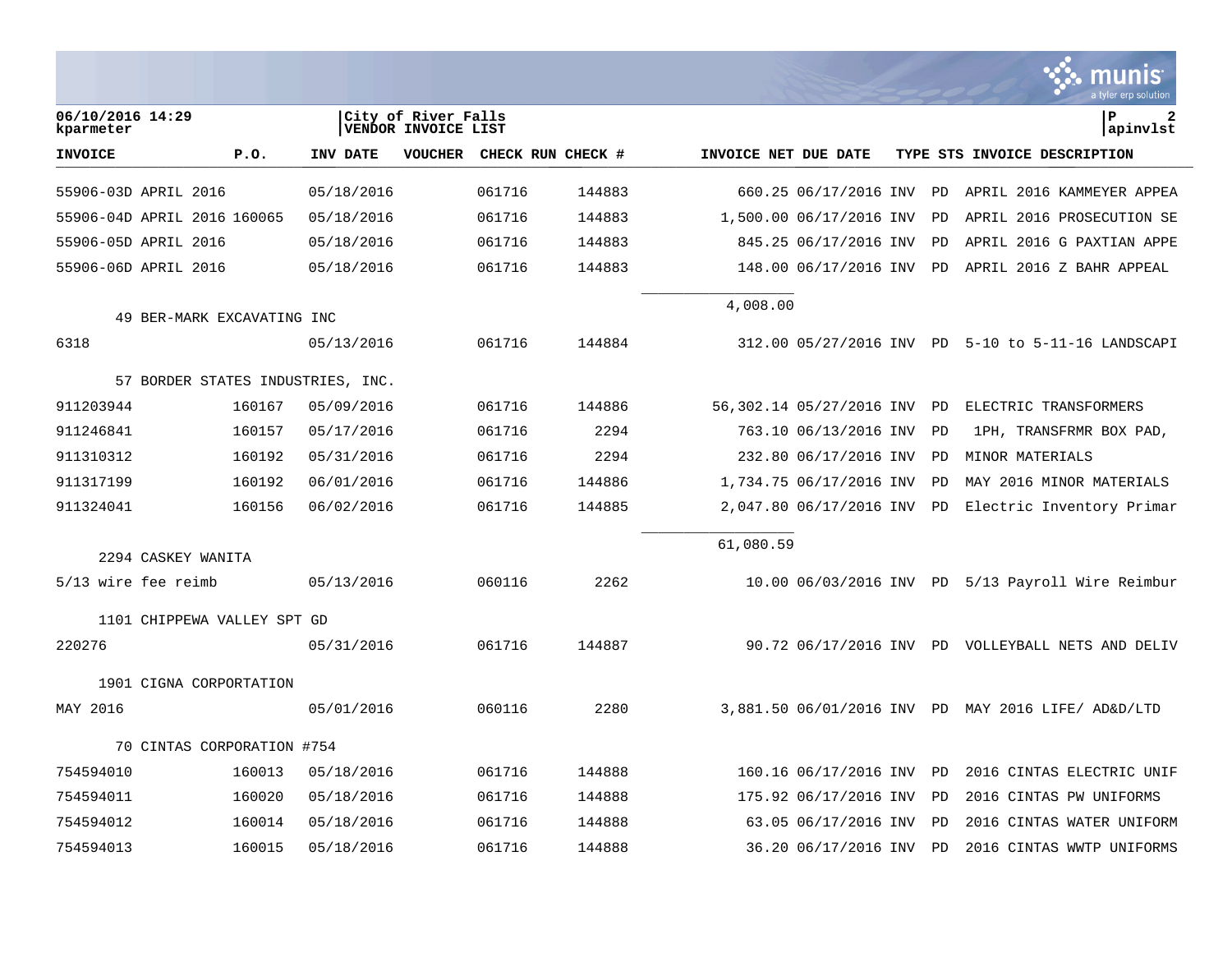06/10/2016 14:29
kparmeter

City of River Falls
VENDOR INVOICE LIST

apinvlst

| INVOICE | P.O. | INV DATE | VOUCHER | CHECK RUN | CHECK # | INVOICE NET | DUE DATE | TYPE | STS | INVOICE DESCRIPTION |
|---|---|---|---|---|---|---|---|---|---|---|
| 55906-03D APRIL 2016 | | 05/18/2016 | | 061716 | 144883 | 660.25 | 06/17/2016 | INV | PD | APRIL 2016 KAMMEYER APPEA |
| 55906-04D APRIL 2016 | 160065 | 05/18/2016 | | 061716 | 144883 | 1,500.00 | 06/17/2016 | INV | PD | APRIL 2016 PROSECUTION SE |
| 55906-05D APRIL 2016 | | 05/18/2016 | | 061716 | 144883 | 845.25 | 06/17/2016 | INV | PD | APRIL 2016 G PAXTIAN APPE |
| 55906-06D APRIL 2016 | | 05/18/2016 | | 061716 | 144883 | 148.00 | 06/17/2016 | INV | PD | APRIL 2016 Z BAHR APPEAL |
| | | | | | | 4,008.00 | | | | |
| 49 BER-MARK EXCAVATING INC | | | | | | | | | | |
| 6318 | | 05/13/2016 | | 061716 | 144884 | 312.00 | 05/27/2016 | INV | PD | 5-10 to 5-11-16 LANDSCAPI |
| 57 BORDER STATES INDUSTRIES, INC. | | | | | | | | | | |
| 911203944 | 160167 | 05/09/2016 | | 061716 | 144886 | 56,302.14 | 05/27/2016 | INV | PD | ELECTRIC TRANSFORMERS |
| 911246841 | 160157 | 05/17/2016 | | 061716 | 2294 | 763.10 | 06/13/2016 | INV | PD | 1PH, TRANSFRMR BOX PAD, |
| 911310312 | 160192 | 05/31/2016 | | 061716 | 2294 | 232.80 | 06/17/2016 | INV | PD | MINOR MATERIALS |
| 911317199 | 160192 | 06/01/2016 | | 061716 | 144886 | 1,734.75 | 06/17/2016 | INV | PD | MAY 2016 MINOR MATERIALS |
| 911324041 | 160156 | 06/02/2016 | | 061716 | 144885 | 2,047.80 | 06/17/2016 | INV | PD | Electric Inventory Primar |
| | | | | | | 61,080.59 | | | | |
| 2294 CASKEY WANITA | | | | | | | | | | |
| 5/13 wire fee reimb | | 05/13/2016 | | 060116 | 2262 | 10.00 | 06/03/2016 | INV | PD | 5/13 Payroll Wire Reimbur |
| 1101 CHIPPEWA VALLEY SPT GD | | | | | | | | | | |
| 220276 | | 05/31/2016 | | 061716 | 144887 | 90.72 | 06/17/2016 | INV | PD | VOLLEYBALL NETS AND DELIV |
| 1901 CIGNA CORPORTATION | | | | | | | | | | |
| MAY 2016 | | 05/01/2016 | | 060116 | 2280 | 3,881.50 | 06/01/2016 | INV | PD | MAY 2016 LIFE/ AD&D/LTD |
| 70 CINTAS CORPORATION #754 | | | | | | | | | | |
| 754594010 | 160013 | 05/18/2016 | | 061716 | 144888 | 160.16 | 06/17/2016 | INV | PD | 2016 CINTAS ELECTRIC UNIF |
| 754594011 | 160020 | 05/18/2016 | | 061716 | 144888 | 175.92 | 06/17/2016 | INV | PD | 2016 CINTAS PW UNIFORMS |
| 754594012 | 160014 | 05/18/2016 | | 061716 | 144888 | 63.05 | 06/17/2016 | INV | PD | 2016 CINTAS WATER UNIFORM |
| 754594013 | 160015 | 05/18/2016 | | 061716 | 144888 | 36.20 | 06/17/2016 | INV | PD | 2016 CINTAS WWTP UNIFORMS |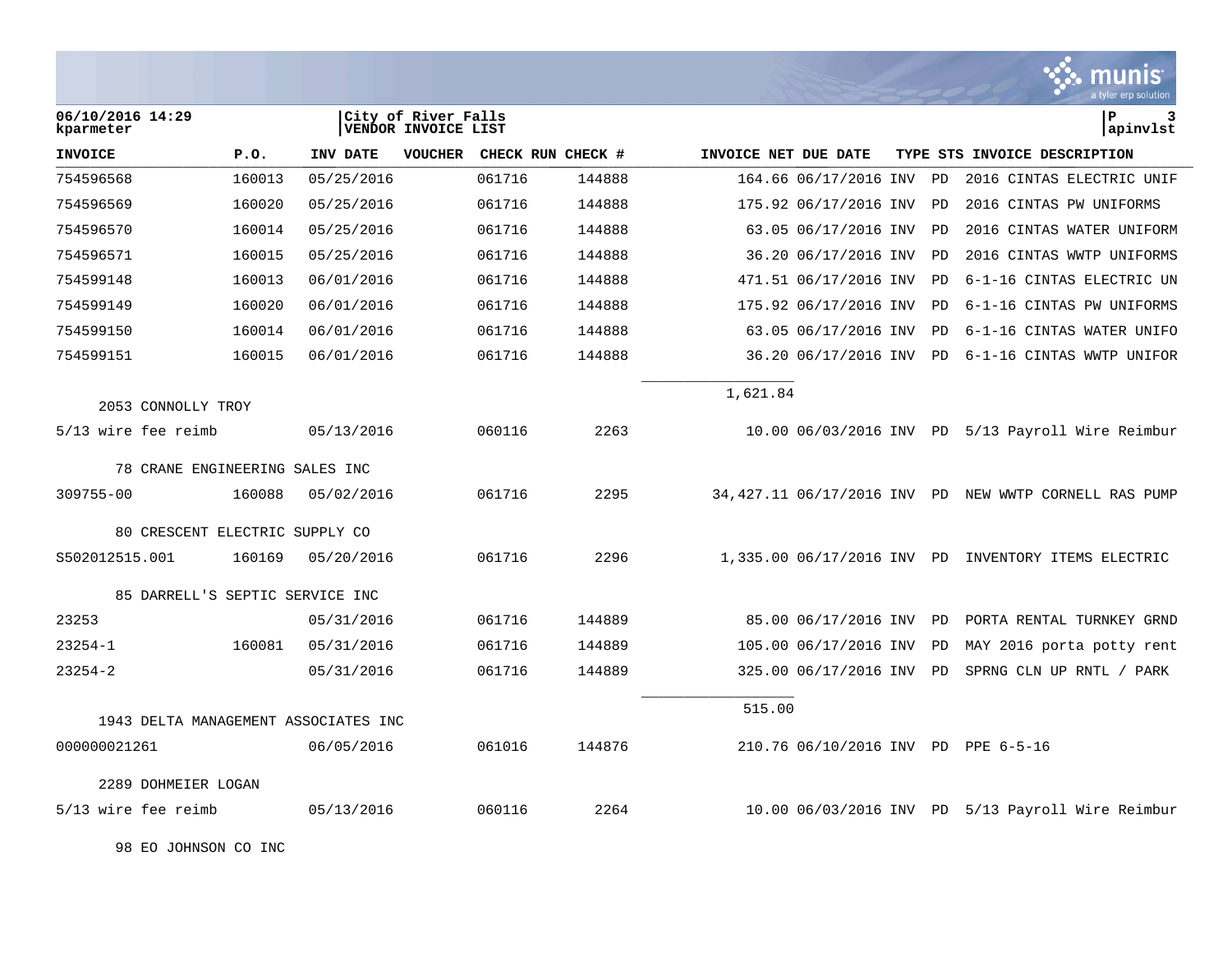06/10/2016 14:29
kparmeter

City of River Falls
VENDOR INVOICE LIST

P 3
apinvlst

| INVOICE | P.O. | INV DATE | VOUCHER | CHECK RUN | CHECK # | INVOICE NET | DUE DATE | TYPE | STS | INVOICE DESCRIPTION |
|---|---|---|---|---|---|---|---|---|---|---|
| 754596568 | 160013 | 05/25/2016 | | 061716 | 144888 | 164.66 | 06/17/2016 | INV | PD | 2016 CINTAS ELECTRIC UNIF |
| 754596569 | 160020 | 05/25/2016 | | 061716 | 144888 | 175.92 | 06/17/2016 | INV | PD | 2016 CINTAS PW UNIFORMS |
| 754596570 | 160014 | 05/25/2016 | | 061716 | 144888 | 63.05 | 06/17/2016 | INV | PD | 2016 CINTAS WATER UNIFORM |
| 754596571 | 160015 | 05/25/2016 | | 061716 | 144888 | 36.20 | 06/17/2016 | INV | PD | 2016 CINTAS WWTP UNIFORMS |
| 754599148 | 160013 | 06/01/2016 | | 061716 | 144888 | 471.51 | 06/17/2016 | INV | PD | 6-1-16 CINTAS ELECTRIC UN |
| 754599149 | 160020 | 06/01/2016 | | 061716 | 144888 | 175.92 | 06/17/2016 | INV | PD | 6-1-16 CINTAS PW UNIFORMS |
| 754599150 | 160014 | 06/01/2016 | | 061716 | 144888 | 63.05 | 06/17/2016 | INV | PD | 6-1-16 CINTAS WATER UNIFO |
| 754599151 | 160015 | 06/01/2016 | | 061716 | 144888 | 36.20 | 06/17/2016 | INV | PD | 6-1-16 CINTAS WWTP UNIFOR |
| | | | | | | 1,621.84 | | | | |
| 2053 CONNOLLY TROY | | | | | | | | | | |
| 5/13 wire fee reimb | | 05/13/2016 | | 060116 | 2263 | 10.00 | 06/03/2016 | INV | PD | 5/13 Payroll Wire Reimbur |
| 78 CRANE ENGINEERING SALES INC | | | | | | | | | | |
| 309755-00 | 160088 | 05/02/2016 | | 061716 | 2295 | 34,427.11 | 06/17/2016 | INV | PD | NEW WWTP CORNELL RAS PUMP |
| 80 CRESCENT ELECTRIC SUPPLY CO | | | | | | | | | | |
| S502012515.001 | 160169 | 05/20/2016 | | 061716 | 2296 | 1,335.00 | 06/17/2016 | INV | PD | INVENTORY ITEMS ELECTRIC |
| 85 DARRELL'S SEPTIC SERVICE INC | | | | | | | | | | |
| 23253 | | 05/31/2016 | | 061716 | 144889 | 85.00 | 06/17/2016 | INV | PD | PORTA RENTAL TURNKEY GRND |
| 23254-1 | 160081 | 05/31/2016 | | 061716 | 144889 | 105.00 | 06/17/2016 | INV | PD | MAY 2016 porta potty rent |
| 23254-2 | | 05/31/2016 | | 061716 | 144889 | 325.00 | 06/17/2016 | INV | PD | SPRNG CLN UP RNTL / PARK |
| | | | | | | 515.00 | | | | |
| 1943 DELTA MANAGEMENT ASSOCIATES INC | | | | | | | | | | |
| 000000021261 | | 06/05/2016 | | 061016 | 144876 | 210.76 | 06/10/2016 | INV | PD | PPE 6-5-16 |
| 2289 DOHMEIER LOGAN | | | | | | | | | | |
| 5/13 wire fee reimb | | 05/13/2016 | | 060116 | 2264 | 10.00 | 06/03/2016 | INV | PD | 5/13 Payroll Wire Reimbur |
| 98 EO JOHNSON CO INC | | | | | | | | | | |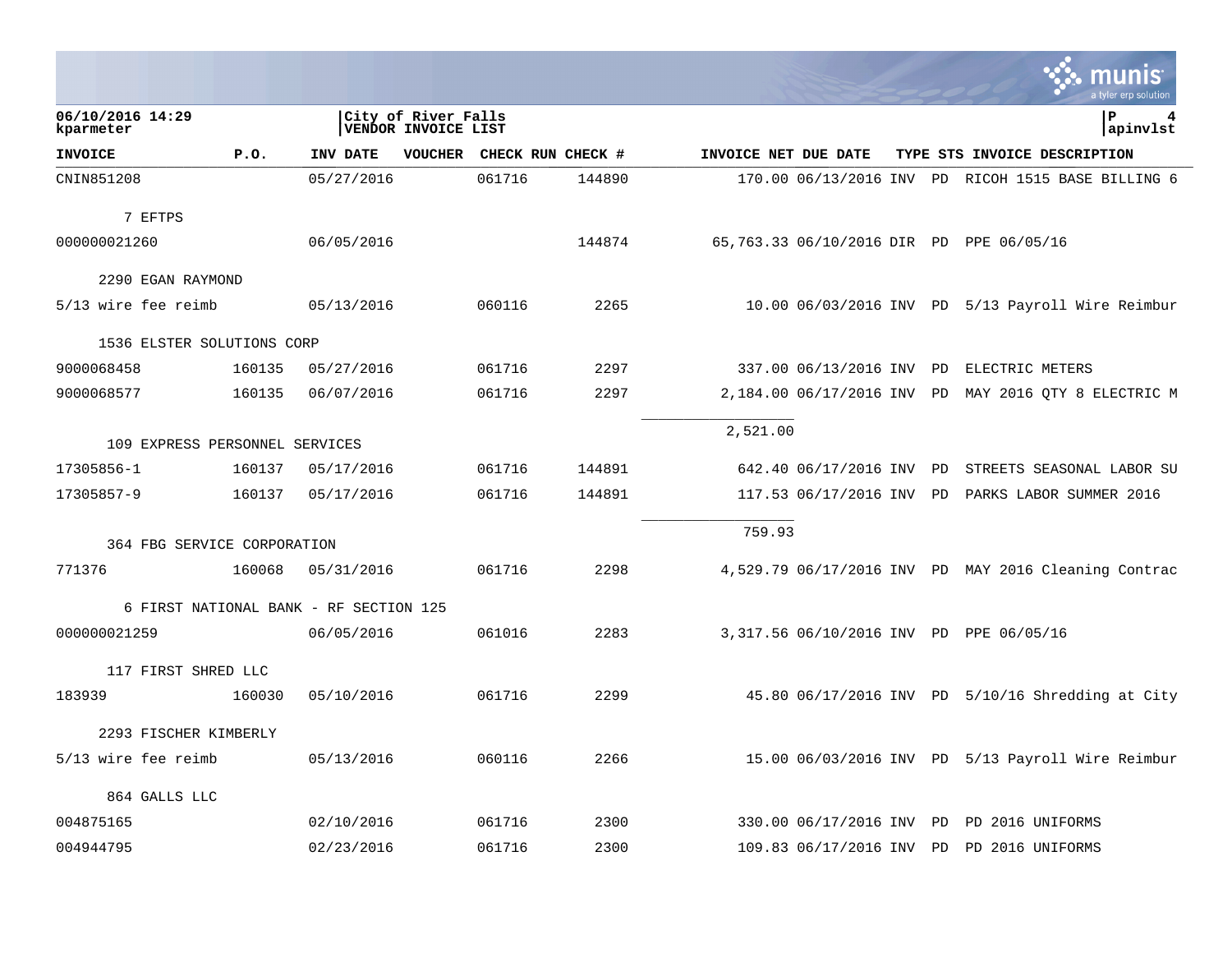06/10/2016 14:29
kparmeter

City of River Falls
VENDOR INVOICE LIST

P 4
apinvlst

| INVOICE | P.O. | INV DATE | VOUCHER | CHECK RUN | CHECK # | INVOICE NET | DUE DATE | TYPE | STS | INVOICE DESCRIPTION |
|---|---|---|---|---|---|---|---|---|---|---|
| CNIN851208 | | 05/27/2016 | | 061716 | 144890 | 170.00 | 06/13/2016 | INV | PD | RICOH 1515 BASE BILLING 6 |
| 7 EFTPS | | | | | | | | | | |
| 000000021260 | | 06/05/2016 | | | 144874 | 65,763.33 | 06/10/2016 | DIR | PD | PPE 06/05/16 |
| 2290 EGAN RAYMOND | | | | | | | | | | |
| 5/13 wire fee reimb | | 05/13/2016 | | 060116 | 2265 | 10.00 | 06/03/2016 | INV | PD | 5/13 Payroll Wire Reimbur |
| 1536 ELSTER SOLUTIONS CORP | | | | | | | | | | |
| 9000068458 | 160135 | 05/27/2016 | | 061716 | 2297 | 337.00 | 06/13/2016 | INV | PD | ELECTRIC METERS |
| 9000068577 | 160135 | 06/07/2016 | | 061716 | 2297 | 2,184.00 | 06/17/2016 | INV | PD | MAY 2016 QTY 8 ELECTRIC M |
| | | | | | | 2,521.00 | | | | |
| 109 EXPRESS PERSONNEL SERVICES | | | | | | | | | | |
| 17305856-1 | 160137 | 05/17/2016 | | 061716 | 144891 | 642.40 | 06/17/2016 | INV | PD | STREETS SEASONAL LABOR SU |
| 17305857-9 | 160137 | 05/17/2016 | | 061716 | 144891 | 117.53 | 06/17/2016 | INV | PD | PARKS LABOR SUMMER 2016 |
| | | | | | | 759.93 | | | | |
| 364 FBG SERVICE CORPORATION | | | | | | | | | | |
| 771376 | 160068 | 05/31/2016 | | 061716 | 2298 | 4,529.79 | 06/17/2016 | INV | PD | MAY 2016 Cleaning Contrac |
| 6 FIRST NATIONAL BANK - RF SECTION 125 | | | | | | | | | | |
| 000000021259 | | 06/05/2016 | | 061016 | 2283 | 3,317.56 | 06/10/2016 | INV | PD | PPE 06/05/16 |
| 117 FIRST SHRED LLC | | | | | | | | | | |
| 183939 | 160030 | 05/10/2016 | | 061716 | 2299 | 45.80 | 06/17/2016 | INV | PD | 5/10/16 Shredding at City |
| 2293 FISCHER KIMBERLY | | | | | | | | | | |
| 5/13 wire fee reimb | | 05/13/2016 | | 060116 | 2266 | 15.00 | 06/03/2016 | INV | PD | 5/13 Payroll Wire Reimbur |
| 864 GALLS LLC | | | | | | | | | | |
| 004875165 | | 02/10/2016 | | 061716 | 2300 | 330.00 | 06/17/2016 | INV | PD | PD 2016 UNIFORMS |
| 004944795 | | 02/23/2016 | | 061716 | 2300 | 109.83 | 06/17/2016 | INV | PD | PD 2016 UNIFORMS |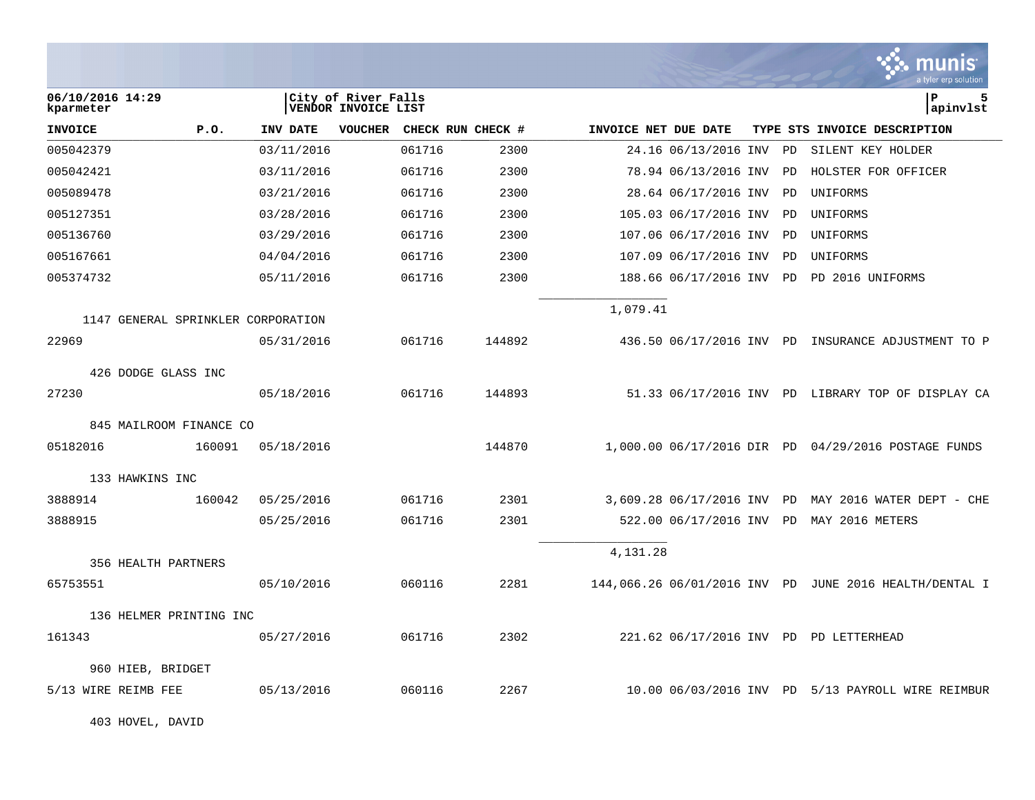06/10/2016 14:29
kparameter

City of River Falls
VENDOR INVOICE LIST

apinvlst

| INVOICE | P.O. | INV DATE | VOUCHER | CHECK RUN | CHECK # | INVOICE NET | DUE DATE | TYPE | STS | INVOICE DESCRIPTION |
|---|---|---|---|---|---|---|---|---|---|---|
| 005042379 | | 03/11/2016 | | 061716 | 2300 | 24.16 | 06/13/2016 | INV | PD | SILENT KEY HOLDER |
| 005042421 | | 03/11/2016 | | 061716 | 2300 | 78.94 | 06/13/2016 | INV | PD | HOLSTER FOR OFFICER |
| 005089478 | | 03/21/2016 | | 061716 | 2300 | 28.64 | 06/17/2016 | INV | PD | UNIFORMS |
| 005127351 | | 03/28/2016 | | 061716 | 2300 | 105.03 | 06/17/2016 | INV | PD | UNIFORMS |
| 005136760 | | 03/29/2016 | | 061716 | 2300 | 107.06 | 06/17/2016 | INV | PD | UNIFORMS |
| 005167661 | | 04/04/2016 | | 061716 | 2300 | 107.09 | 06/17/2016 | INV | PD | UNIFORMS |
| 005374732 | | 05/11/2016 | | 061716 | 2300 | 188.66 | 06/17/2016 | INV | PD | PD 2016 UNIFORMS |
| | | | | | | 1,079.41 | | | | |
| 1147 GENERAL SPRINKLER CORPORATION | | | | | | | | | | |
| 22969 | | 05/31/2016 | | 061716 | 144892 | 436.50 | 06/17/2016 | INV | PD | INSURANCE ADJUSTMENT TO P |
| 426 DODGE GLASS INC | | | | | | | | | | |
| 27230 | | 05/18/2016 | | 061716 | 144893 | 51.33 | 06/17/2016 | INV | PD | LIBRARY TOP OF DISPLAY CA |
| 845 MAILROOM FINANCE CO | | | | | | | | | | |
| 05182016 | 160091 | 05/18/2016 | | | 144870 | 1,000.00 | 06/17/2016 | DIR | PD | 04/29/2016 POSTAGE FUNDS |
| 133 HAWKINS INC | | | | | | | | | | |
| 3888914 | 160042 | 05/25/2016 | | 061716 | 2301 | 3,609.28 | 06/17/2016 | INV | PD | MAY 2016 WATER DEPT - CHE |
| 3888915 | | 05/25/2016 | | 061716 | 2301 | 522.00 | 06/17/2016 | INV | PD | MAY 2016 METERS |
| | | | | | | 4,131.28 | | | | |
| 356 HEALTH PARTNERS | | | | | | | | | | |
| 65753551 | | 05/10/2016 | | 060116 | 2281 | 144,066.26 | 06/01/2016 | INV | PD | JUNE 2016 HEALTH/DENTAL I |
| 136 HELMER PRINTING INC | | | | | | | | | | |
| 161343 | | 05/27/2016 | | 061716 | 2302 | 221.62 | 06/17/2016 | INV | PD | PD LETTERHEAD |
| 960 HIEB, BRIDGET | | | | | | | | | | |
| 5/13 WIRE REIMB FEE | | 05/13/2016 | | 060116 | 2267 | 10.00 | 06/03/2016 | INV | PD | 5/13 PAYROLL WIRE REIMBUR |
| 403 HOVEL, DAVID | | | | | | | | | | |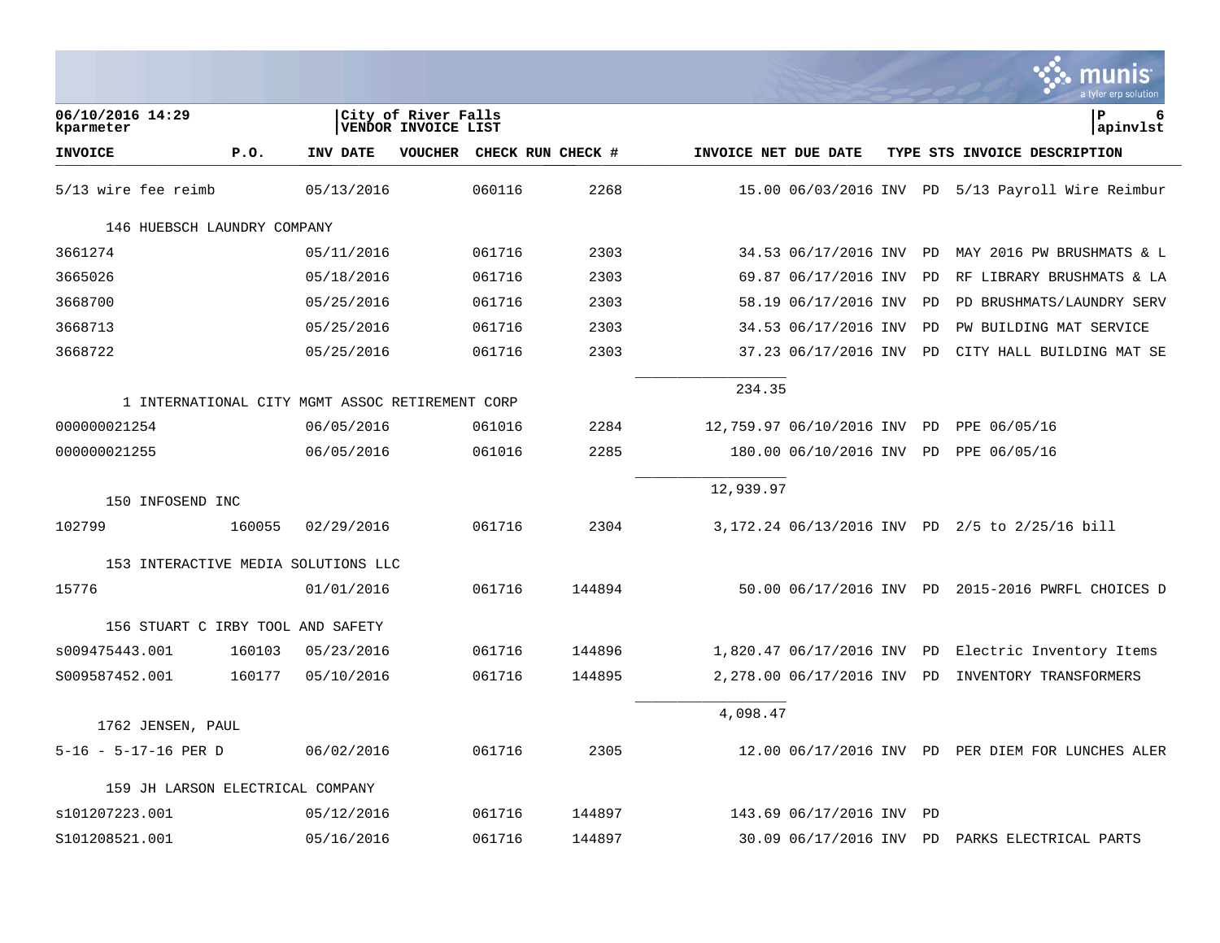06/10/2016 14:29
kparmeter

City of River Falls
VENDOR INVOICE LIST

apinvlst

| INVOICE | P.O. | INV DATE | VOUCHER | CHECK RUN | CHECK # | INVOICE NET | DUE DATE | TYPE | STS | INVOICE DESCRIPTION |
|---|---|---|---|---|---|---|---|---|---|---|
| 5/13 wire fee reimb | | 05/13/2016 | | 060116 | 2268 | 15.00 | 06/03/2016 | INV | PD | 5/13 Payroll Wire Reimbur |
| 146 HUEBSCH LAUNDRY COMPANY | | | | | | | | | | |
| 3661274 | | 05/11/2016 | | 061716 | 2303 | 34.53 | 06/17/2016 | INV | PD | MAY 2016 PW BRUSHMATS & L |
| 3665026 | | 05/18/2016 | | 061716 | 2303 | 69.87 | 06/17/2016 | INV | PD | RF LIBRARY BRUSHMATS & LA |
| 3668700 | | 05/25/2016 | | 061716 | 2303 | 58.19 | 06/17/2016 | INV | PD | PD BRUSHMATS/LAUNDRY SERV |
| 3668713 | | 05/25/2016 | | 061716 | 2303 | 34.53 | 06/17/2016 | INV | PD | PW BUILDING MAT SERVICE |
| 3668722 | | 05/25/2016 | | 061716 | 2303 | 37.23 | 06/17/2016 | INV | PD | CITY HALL BUILDING MAT SE |
| | | | | | | 234.35 | | | | |
| 1 INTERNATIONAL CITY MGMT ASSOC RETIREMENT CORP | | | | | | | | | | |
| 000000021254 | | 06/05/2016 | | 061016 | 2284 | 12,759.97 | 06/10/2016 | INV | PD | PPE 06/05/16 |
| 000000021255 | | 06/05/2016 | | 061016 | 2285 | 180.00 | 06/10/2016 | INV | PD | PPE 06/05/16 |
| | | | | | | 12,939.97 | | | | |
| 150 INFOSEND INC | | | | | | | | | | |
| 102799 | 160055 | 02/29/2016 | | 061716 | 2304 | 3,172.24 | 06/13/2016 | INV | PD | 2/5 to 2/25/16 bill |
| 153 INTERACTIVE MEDIA SOLUTIONS LLC | | | | | | | | | | |
| 15776 | | 01/01/2016 | | 061716 | 144894 | 50.00 | 06/17/2016 | INV | PD | 2015-2016 PWRFL CHOICES D |
| 156 STUART C IRBY TOOL AND SAFETY | | | | | | | | | | |
| s009475443.001 | 160103 | 05/23/2016 | | 061716 | 144896 | 1,820.47 | 06/17/2016 | INV | PD | Electric Inventory Items |
| S009587452.001 | 160177 | 05/10/2016 | | 061716 | 144895 | 2,278.00 | 06/17/2016 | INV | PD | INVENTORY TRANSFORMERS |
| | | | | | | 4,098.47 | | | | |
| 1762 JENSEN, PAUL | | | | | | | | | | |
| 5-16 - 5-17-16 PER D | | 06/02/2016 | | 061716 | 2305 | 12.00 | 06/17/2016 | INV | PD | PER DIEM FOR LUNCHES ALER |
| 159 JH LARSON ELECTRICAL COMPANY | | | | | | | | | | |
| s101207223.001 | | 05/12/2016 | | 061716 | 144897 | 143.69 | 06/17/2016 | INV | PD | |
| S101208521.001 | | 05/16/2016 | | 061716 | 144897 | 30.09 | 06/17/2016 | INV | PD | PARKS ELECTRICAL PARTS |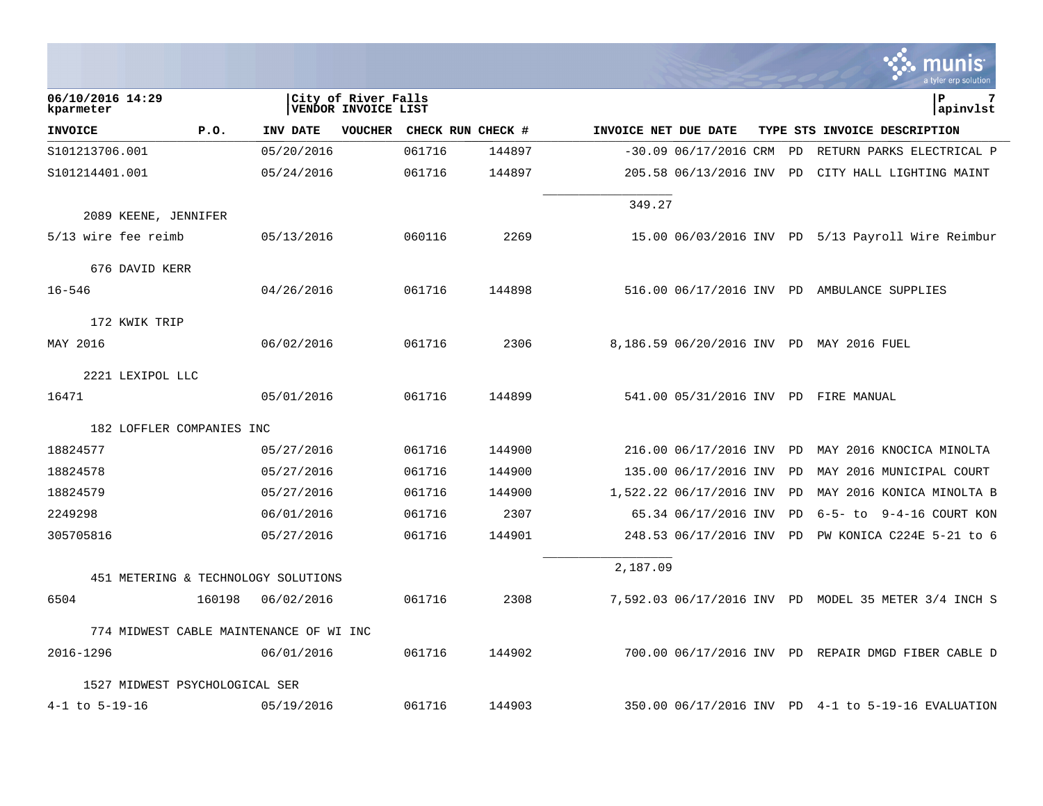06/10/2016 14:29 | City of River Falls | P 7
kparmeter | VENDOR INVOICE LIST | apinvlst

| INVOICE | P.O. | INV DATE | VOUCHER | CHECK RUN | CHECK # | INVOICE NET | DUE DATE | TYPE | STS | INVOICE DESCRIPTION |
|---|---|---|---|---|---|---|---|---|---|---|
| S101213706.001 | | 05/20/2016 | | 061716 | 144897 | -30.09 | 06/17/2016 | CRM | PD | RETURN PARKS ELECTRICAL P |
| S101214401.001 | | 05/24/2016 | | 061716 | 144897 | 205.58 | 06/13/2016 | INV | PD | CITY HALL LIGHTING MAINT |
| | | | | | | 349.27 | | | | |
| 2089 KEENE, JENNIFER | | | | | | | | | | |
| 5/13 wire fee reimb | | 05/13/2016 | | 060116 | 2269 | 15.00 | 06/03/2016 | INV | PD | 5/13 Payroll Wire Reimbur |
| 676 DAVID KERR | | | | | | | | | | |
| 16-546 | | 04/26/2016 | | 061716 | 144898 | 516.00 | 06/17/2016 | INV | PD | AMBULANCE SUPPLIES |
| 172 KWIK TRIP | | | | | | | | | | |
| MAY 2016 | | 06/02/2016 | | 061716 | 2306 | 8,186.59 | 06/20/2016 | INV | PD | MAY 2016 FUEL |
| 2221 LEXIPOL LLC | | | | | | | | | | |
| 16471 | | 05/01/2016 | | 061716 | 144899 | 541.00 | 05/31/2016 | INV | PD | FIRE MANUAL |
| 182 LOFFLER COMPANIES INC | | | | | | | | | | |
| 18824577 | | 05/27/2016 | | 061716 | 144900 | 216.00 | 06/17/2016 | INV | PD | MAY 2016 KNOCICA MINOLTA |
| 18824578 | | 05/27/2016 | | 061716 | 144900 | 135.00 | 06/17/2016 | INV | PD | MAY 2016 MUNICIPAL COURT |
| 18824579 | | 05/27/2016 | | 061716 | 144900 | 1,522.22 | 06/17/2016 | INV | PD | MAY 2016 KONICA MINOLTA B |
| 2249298 | | 06/01/2016 | | 061716 | 2307 | 65.34 | 06/17/2016 | INV | PD | 6-5- to 9-4-16 COURT KON |
| 305705816 | | 05/27/2016 | | 061716 | 144901 | 248.53 | 06/17/2016 | INV | PD | PW KONICA C224E 5-21 to 6 |
| | | | | | | 2,187.09 | | | | |
| 451 METERING & TECHNOLOGY SOLUTIONS | | | | | | | | | | |
| 6504 | 160198 | 06/02/2016 | | 061716 | 2308 | 7,592.03 | 06/17/2016 | INV | PD | MODEL 35 METER 3/4 INCH S |
| 774 MIDWEST CABLE MAINTENANCE OF WI INC | | | | | | | | | | |
| 2016-1296 | | 06/01/2016 | | 061716 | 144902 | 700.00 | 06/17/2016 | INV | PD | REPAIR DMGD FIBER CABLE D |
| 1527 MIDWEST PSYCHOLOGICAL SER | | | | | | | | | | |
| 4-1 to 5-19-16 | | 05/19/2016 | | 061716 | 144903 | 350.00 | 06/17/2016 | INV | PD | 4-1 to 5-19-16 EVALUATION |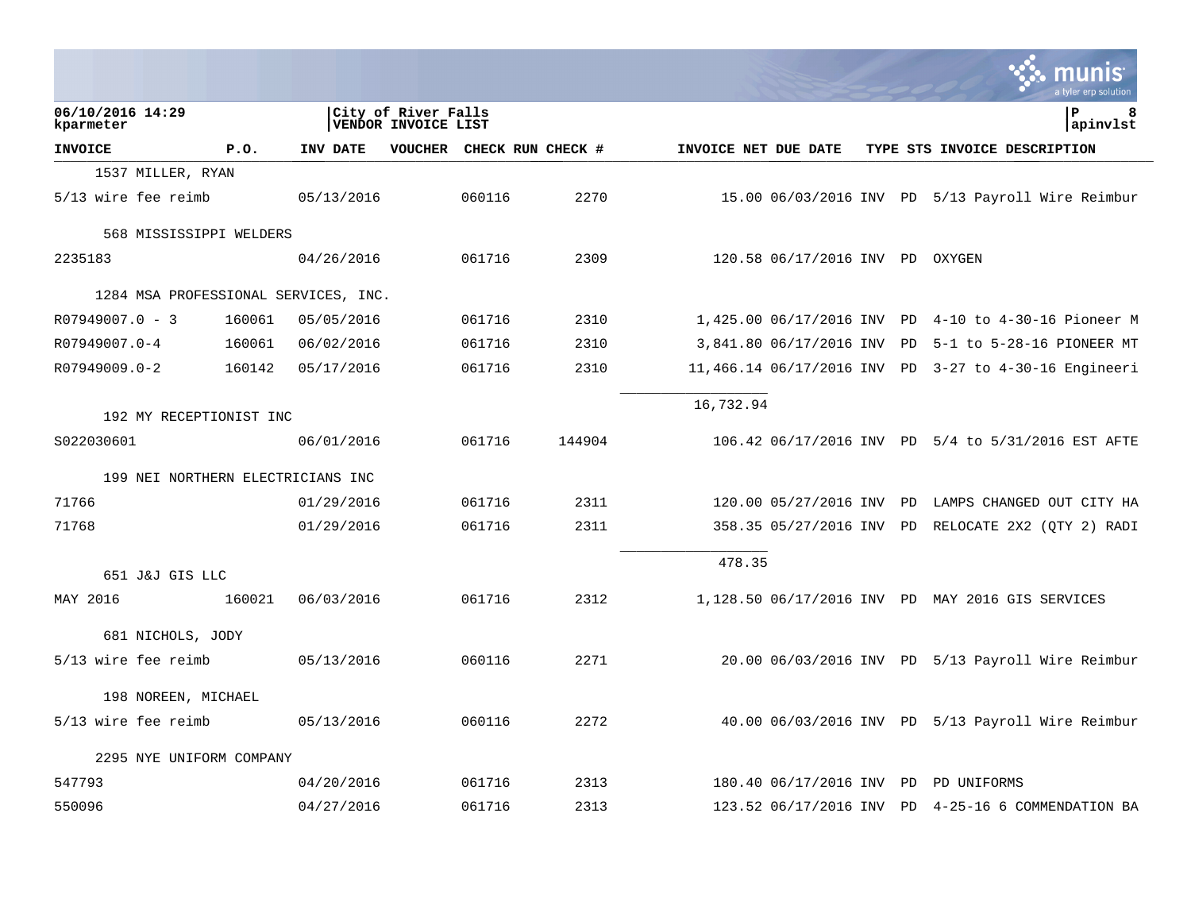06/10/2016 14:29
kparmeter

City of River Falls
VENDOR INVOICE LIST

apinvlst

| INVOICE | P.O. | INV DATE | VOUCHER | CHECK RUN | CHECK # | INVOICE NET | DUE DATE | TYPE | STS | INVOICE DESCRIPTION |
|---|---|---|---|---|---|---|---|---|---|---|
| 1537 MILLER, RYAN | | | | | | | | | | |
| 5/13 wire fee reimb | | 05/13/2016 | | 060116 | 2270 | 15.00 | 06/03/2016 | INV | PD | 5/13 Payroll Wire Reimbur |
| 568 MISSISSIPPI WELDERS | | | | | | | | | | |
| 2235183 | | 04/26/2016 | | 061716 | 2309 | 120.58 | 06/17/2016 | INV | PD | OXYGEN |
| 1284 MSA PROFESSIONAL SERVICES, INC. | | | | | | | | | | |
| R07949007.0 - 3 | 160061 | 05/05/2016 | | 061716 | 2310 | 1,425.00 | 06/17/2016 | INV | PD | 4-10 to 4-30-16 Pioneer M |
| R07949007.0-4 | 160061 | 06/02/2016 | | 061716 | 2310 | 3,841.80 | 06/17/2016 | INV | PD | 5-1 to 5-28-16 PIONEER MT |
| R07949009.0-2 | 160142 | 05/17/2016 | | 061716 | 2310 | 11,466.14 | 06/17/2016 | INV | PD | 3-27 to 4-30-16 Engineeri |
| | | | | | | 16,732.94 | | | | |
| 192 MY RECEPTIONIST INC | | | | | | | | | | |
| S022030601 | | 06/01/2016 | | 061716 | 144904 | 106.42 | 06/17/2016 | INV | PD | 5/4 to 5/31/2016 EST AFTE |
| 199 NEI NORTHERN ELECTRICIANS INC | | | | | | | | | | |
| 71766 | | 01/29/2016 | | 061716 | 2311 | 120.00 | 05/27/2016 | INV | PD | LAMPS CHANGED OUT CITY HA |
| 71768 | | 01/29/2016 | | 061716 | 2311 | 358.35 | 05/27/2016 | INV | PD | RELOCATE 2X2 (QTY 2) RADI |
| | | | | | | 478.35 | | | | |
| 651 J&J GIS LLC | | | | | | | | | | |
| MAY 2016 | 160021 | 06/03/2016 | | 061716 | 2312 | 1,128.50 | 06/17/2016 | INV | PD | MAY 2016 GIS SERVICES |
| 681 NICHOLS, JODY | | | | | | | | | | |
| 5/13 wire fee reimb | | 05/13/2016 | | 060116 | 2271 | 20.00 | 06/03/2016 | INV | PD | 5/13 Payroll Wire Reimbur |
| 198 NOREEN, MICHAEL | | | | | | | | | | |
| 5/13 wire fee reimb | | 05/13/2016 | | 060116 | 2272 | 40.00 | 06/03/2016 | INV | PD | 5/13 Payroll Wire Reimbur |
| 2295 NYE UNIFORM COMPANY | | | | | | | | | | |
| 547793 | | 04/20/2016 | | 061716 | 2313 | 180.40 | 06/17/2016 | INV | PD | PD UNIFORMS |
| 550096 | | 04/27/2016 | | 061716 | 2313 | 123.52 | 06/17/2016 | INV | PD | 4-25-16 6 COMMENDATION BA |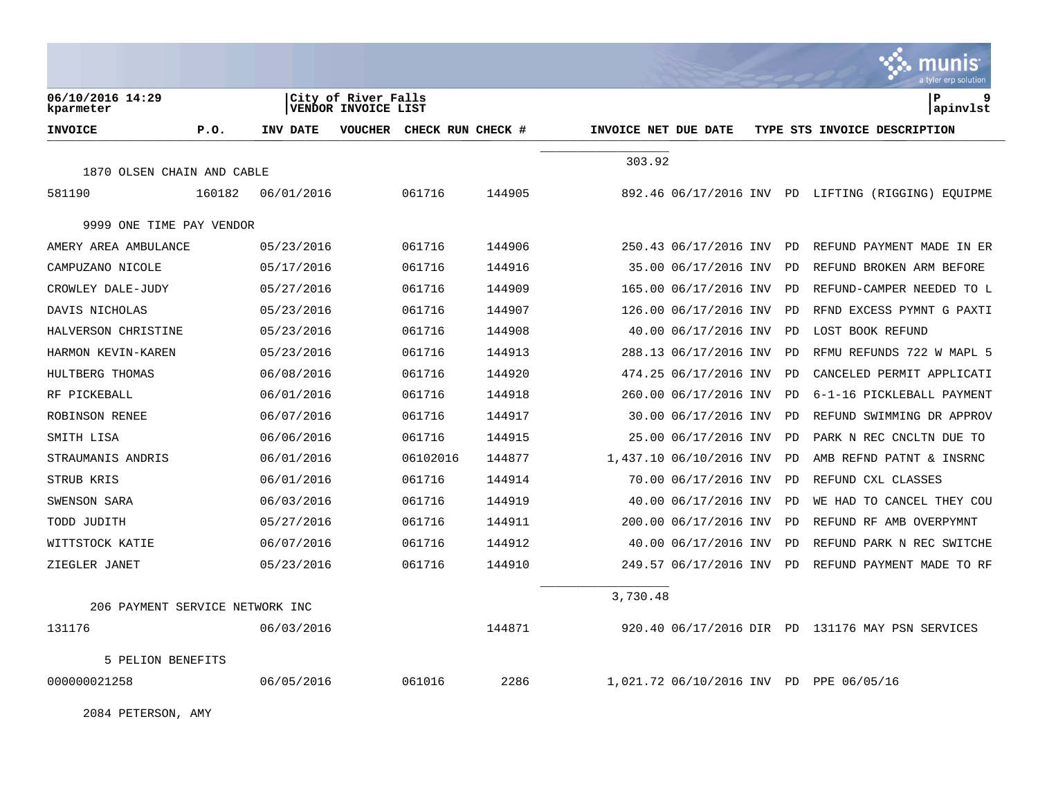06/10/2016 14:29
kparmeter

City of River Falls
VENDOR INVOICE LIST

apinvlst

| INVOICE | P.O. | INV DATE | VOUCHER | CHECK RUN | CHECK # | INVOICE NET | DUE DATE | TYPE | STS | INVOICE DESCRIPTION |
|---|---|---|---|---|---|---|---|---|---|---|
| | | | | | | 303.92 | | | | |
| 1870 OLSEN CHAIN AND CABLE | | | | | | | | | | |
| 581190 | 160182 | 06/01/2016 | | 061716 | 144905 | 892.46 | 06/17/2016 | INV | PD | LIFTING (RIGGING) EQUIPME |
| 9999 ONE TIME PAY VENDOR | | | | | | | | | | |
| AMERY AREA AMBULANCE | | 05/23/2016 | | 061716 | 144906 | 250.43 | 06/17/2016 | INV | PD | REFUND PAYMENT MADE IN ER |
| CAMPUZANO NICOLE | | 05/17/2016 | | 061716 | 144916 | 35.00 | 06/17/2016 | INV | PD | REFUND BROKEN ARM BEFORE |
| CROWLEY DALE-JUDY | | 05/27/2016 | | 061716 | 144909 | 165.00 | 06/17/2016 | INV | PD | REFUND-CAMPER NEEDED TO L |
| DAVIS NICHOLAS | | 05/23/2016 | | 061716 | 144907 | 126.00 | 06/17/2016 | INV | PD | RFND EXCESS PYMNT G PAXTI |
| HALVERSON CHRISTINE | | 05/23/2016 | | 061716 | 144908 | 40.00 | 06/17/2016 | INV | PD | LOST BOOK REFUND |
| HARMON KEVIN-KAREN | | 05/23/2016 | | 061716 | 144913 | 288.13 | 06/17/2016 | INV | PD | RFMU REFUNDS 722 W MAPL 5 |
| HULTBERG THOMAS | | 06/08/2016 | | 061716 | 144920 | 474.25 | 06/17/2016 | INV | PD | CANCELED PERMIT APPLICATI |
| RF PICKEBALL | | 06/01/2016 | | 061716 | 144918 | 260.00 | 06/17/2016 | INV | PD | 6-1-16 PICKLEBALL PAYMENT |
| ROBINSON RENEE | | 06/07/2016 | | 061716 | 144917 | 30.00 | 06/17/2016 | INV | PD | REFUND SWIMMING DR APPROV |
| SMITH LISA | | 06/06/2016 | | 061716 | 144915 | 25.00 | 06/17/2016 | INV | PD | PARK N REC CNCLTN DUE TO |
| STRAUMANIS ANDRIS | | 06/01/2016 | | 06102016 | 144877 | 1,437.10 | 06/10/2016 | INV | PD | AMB REFND PATNT & INSRNC |
| STRUB KRIS | | 06/01/2016 | | 061716 | 144914 | 70.00 | 06/17/2016 | INV | PD | REFUND CXL CLASSES |
| SWENSON SARA | | 06/03/2016 | | 061716 | 144919 | 40.00 | 06/17/2016 | INV | PD | WE HAD TO CANCEL THEY COU |
| TODD JUDITH | | 05/27/2016 | | 061716 | 144911 | 200.00 | 06/17/2016 | INV | PD | REFUND RF AMB OVERPYMNT |
| WITTSTOCK KATIE | | 06/07/2016 | | 061716 | 144912 | 40.00 | 06/17/2016 | INV | PD | REFUND PARK N REC SWITCHE |
| ZIEGLER JANET | | 05/23/2016 | | 061716 | 144910 | 249.57 | 06/17/2016 | INV | PD | REFUND PAYMENT MADE TO RF |
| | | | | | | 3,730.48 | | | | |
| 206 PAYMENT SERVICE NETWORK INC | | | | | | | | | | |
| 131176 | | 06/03/2016 | | | 144871 | 920.40 | 06/17/2016 | DIR | PD | 131176 MAY PSN SERVICES |
| 5 PELION BENEFITS | | | | | | | | | | |
| 000000021258 | | 06/05/2016 | | 061016 | 2286 | 1,021.72 | 06/10/2016 | INV | PD | PPE 06/05/16 |
| 2084 PETERSON, AMY | | | | | | | | | | |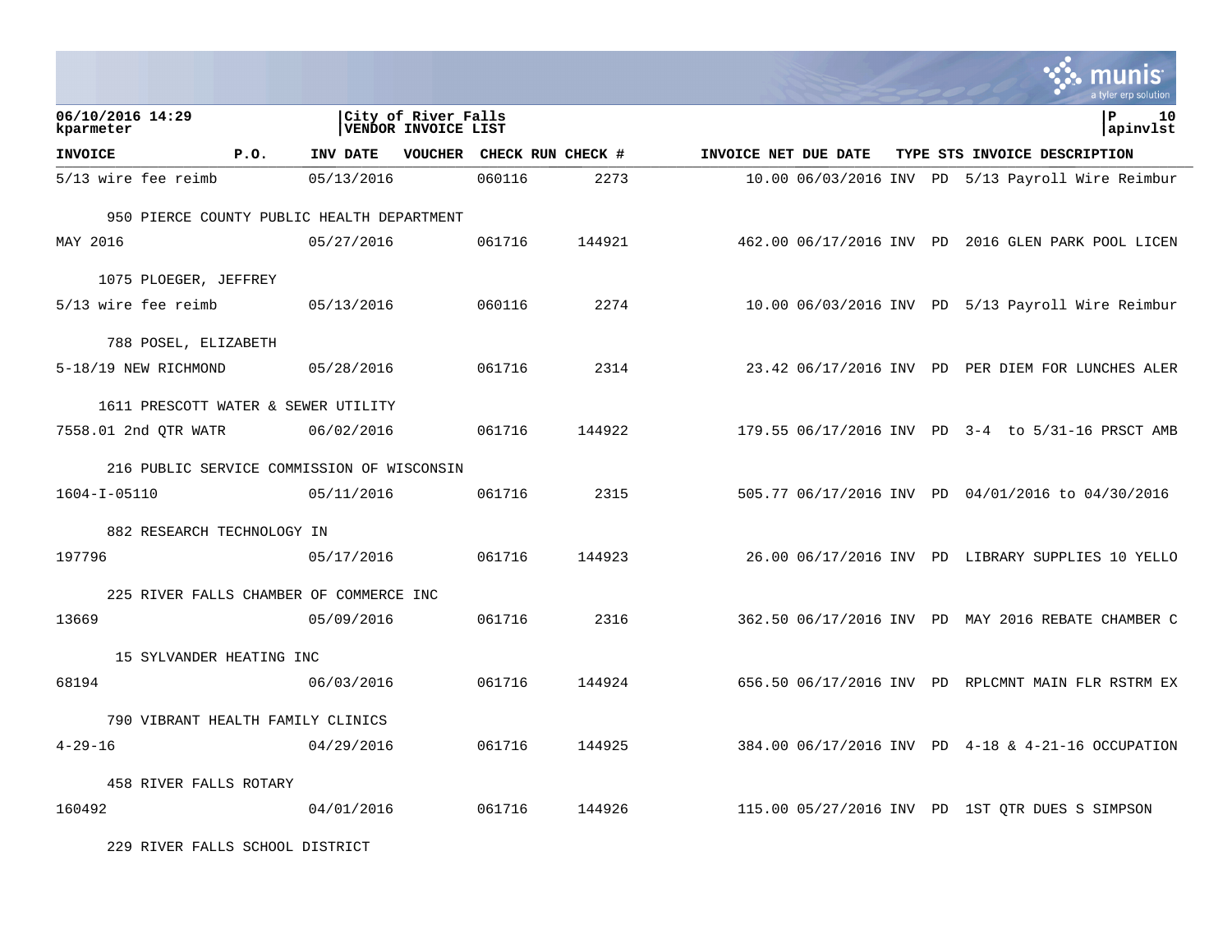| INVOICE | P.O. | INV DATE | VOUCHER | CHECK RUN | CHECK # | INVOICE NET | DUE DATE | TYPE | STS | INVOICE DESCRIPTION |
|---|---|---|---|---|---|---|---|---|---|---|
| 5/13 wire fee reimb | | 05/13/2016 | | 060116 | 2273 | 10.00 | 06/03/2016 | INV | PD | 5/13 Payroll Wire Reimbur |
| 950 PIERCE COUNTY PUBLIC HEALTH DEPARTMENT | | | | | | | | | | |
| MAY 2016 | | 05/27/2016 | | 061716 | 144921 | 462.00 | 06/17/2016 | INV | PD | 2016 GLEN PARK POOL LICEN |
| 1075 PLOEGER, JEFFREY | | | | | | | | | | |
| 5/13 wire fee reimb | | 05/13/2016 | | 060116 | 2274 | 10.00 | 06/03/2016 | INV | PD | 5/13 Payroll Wire Reimbur |
| 788 POSEL, ELIZABETH | | | | | | | | | | |
| 5-18/19 NEW RICHMOND | | 05/28/2016 | | 061716 | 2314 | 23.42 | 06/17/2016 | INV | PD | PER DIEM FOR LUNCHES ALER |
| 1611 PRESCOTT WATER & SEWER UTILITY | | | | | | | | | | |
| 7558.01 2nd QTR WATR | | 06/02/2016 | | 061716 | 144922 | 179.55 | 06/17/2016 | INV | PD | 3-4 to 5/31-16 PRSCT AMB |
| 216 PUBLIC SERVICE COMMISSION OF WISCONSIN | | | | | | | | | | |
| 1604-I-05110 | | 05/11/2016 | | 061716 | 2315 | 505.77 | 06/17/2016 | INV | PD | 04/01/2016 to 04/30/2016 |
| 882 RESEARCH TECHNOLOGY IN | | | | | | | | | | |
| 197796 | | 05/17/2016 | | 061716 | 144923 | 26.00 | 06/17/2016 | INV | PD | LIBRARY SUPPLIES 10 YELLO |
| 225 RIVER FALLS CHAMBER OF COMMERCE INC | | | | | | | | | | |
| 13669 | | 05/09/2016 | | 061716 | 2316 | 362.50 | 06/17/2016 | INV | PD | MAY 2016 REBATE CHAMBER C |
| 15 SYLVANDER HEATING INC | | | | | | | | | | |
| 68194 | | 06/03/2016 | | 061716 | 144924 | 656.50 | 06/17/2016 | INV | PD | RPLCMNT MAIN FLR RSTRM EX |
| 790 VIBRANT HEALTH FAMILY CLINICS | | | | | | | | | | |
| 4-29-16 | | 04/29/2016 | | 061716 | 144925 | 384.00 | 06/17/2016 | INV | PD | 4-18 & 4-21-16 OCCUPATION |
| 458 RIVER FALLS ROTARY | | | | | | | | | | |
| 160492 | | 04/01/2016 | | 061716 | 144926 | 115.00 | 05/27/2016 | INV | PD | 1ST QTR DUES S SIMPSON |
| 229 RIVER FALLS SCHOOL DISTRICT | | | | | | | | | | |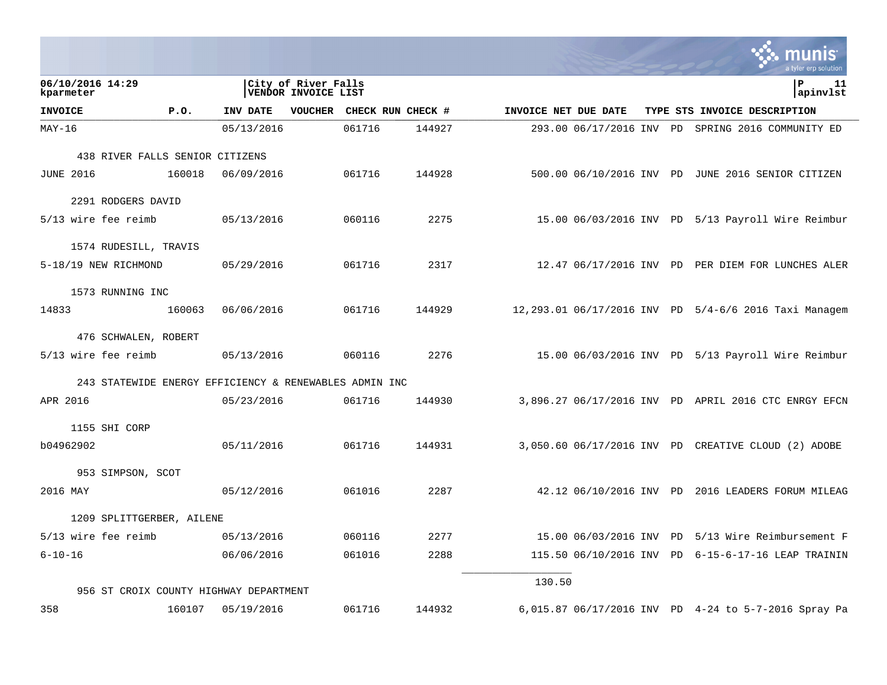06/10/2016 14:29
kparmeter

City of River Falls
VENDOR INVOICE LIST

P 11
apinvlst

| INVOICE | P.O. | INV DATE | VOUCHER | CHECK RUN | CHECK # | INVOICE NET | DUE DATE | TYPE | STS | INVOICE DESCRIPTION |
|---|---|---|---|---|---|---|---|---|---|---|
| MAY-16 | | 05/13/2016 | | 061716 | 144927 | 293.00 | 06/17/2016 | INV | PD | SPRING 2016 COMMUNITY ED |
| 438 RIVER FALLS SENIOR CITIZENS | | | | | | | | | | |
| JUNE 2016 | 160018 | 06/09/2016 | | 061716 | 144928 | 500.00 | 06/10/2016 | INV | PD | JUNE 2016 SENIOR CITIZEN |
| 2291 RODGERS DAVID | | | | | | | | | | |
| 5/13 wire fee reimb | | 05/13/2016 | | 060116 | 2275 | 15.00 | 06/03/2016 | INV | PD | 5/13 Payroll Wire Reimbur |
| 1574 RUDESILL, TRAVIS | | | | | | | | | | |
| 5-18/19 NEW RICHMOND | | 05/29/2016 | | 061716 | 2317 | 12.47 | 06/17/2016 | INV | PD | PER DIEM FOR LUNCHES ALER |
| 1573 RUNNING INC | | | | | | | | | | |
| 14833 | 160063 | 06/06/2016 | | 061716 | 144929 | 12,293.01 | 06/17/2016 | INV | PD | 5/4-6/6 2016 Taxi Managem |
| 476 SCHWALEN, ROBERT | | | | | | | | | | |
| 5/13 wire fee reimb | | 05/13/2016 | | 060116 | 2276 | 15.00 | 06/03/2016 | INV | PD | 5/13 Payroll Wire Reimbur |
| 243 STATEWIDE ENERGY EFFICIENCY & RENEWABLES ADMIN INC | | | | | | | | | | |
| APR 2016 | | 05/23/2016 | | 061716 | 144930 | 3,896.27 | 06/17/2016 | INV | PD | APRIL 2016 CTC ENRGY EFCN |
| 1155 SHI CORP | | | | | | | | | | |
| b04962902 | | 05/11/2016 | | 061716 | 144931 | 3,050.60 | 06/17/2016 | INV | PD | CREATIVE CLOUD (2) ADOBE |
| 953 SIMPSON, SCOT | | | | | | | | | | |
| 2016 MAY | | 05/12/2016 | | 061016 | 2287 | 42.12 | 06/10/2016 | INV | PD | 2016 LEADERS FORUM MILEAG |
| 1209 SPLITTGERBER, AILENE | | | | | | | | | | |
| 5/13 wire fee reimb | | 05/13/2016 | | 060116 | 2277 | 15.00 | 06/03/2016 | INV | PD | 5/13 Wire Reimbursement F |
| 6-10-16 | | 06/06/2016 | | 061016 | 2288 | 115.50 | 06/10/2016 | INV | PD | 6-15-6-17-16 LEAP TRAININ |
| | | | | | | 130.50 | | | | |
| 956 ST CROIX COUNTY HIGHWAY DEPARTMENT | | | | | | | | | | |
| 358 | 160107 | 05/19/2016 | | 061716 | 144932 | 6,015.87 | 06/17/2016 | INV | PD | 4-24 to 5-7-2016 Spray Pa |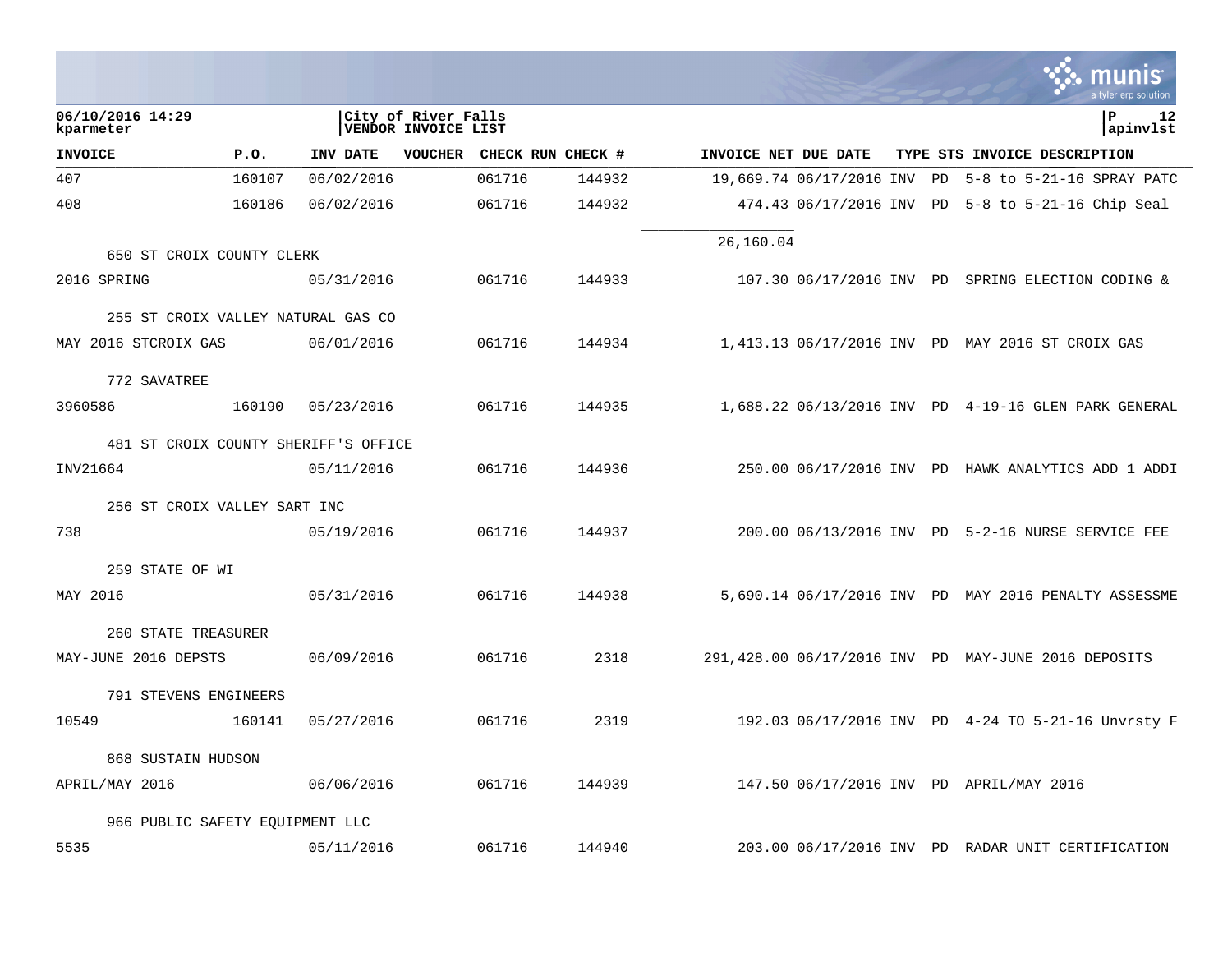06/10/2016 14:29 kparmeter | City of River Falls VENDOR INVOICE LIST | P 12 apinvlst

| INVOICE | P.O. | INV DATE | VOUCHER | CHECK RUN | CHECK # | INVOICE NET | DUE DATE | TYPE | STS | INVOICE DESCRIPTION |
|---|---|---|---|---|---|---|---|---|---|---|
| 407 | 160107 | 06/02/2016 | | 061716 | 144932 | 19,669.74 | 06/17/2016 | INV | PD | 5-8 to 5-21-16 SPRAY PATC |
| 408 | 160186 | 06/02/2016 | | 061716 | 144932 | 474.43 | 06/17/2016 | INV | PD | 5-8 to 5-21-16 Chip Seal |
| | | | | | | 26,160.04 | | | | |
| 650 ST CROIX COUNTY CLERK | | | | | | | | | | |
| 2016 SPRING | | 05/31/2016 | | 061716 | 144933 | 107.30 | 06/17/2016 | INV | PD | SPRING ELECTION CODING & |
| 255 ST CROIX VALLEY NATURAL GAS CO | | | | | | | | | | |
| MAY 2016 STCROIX GAS | | 06/01/2016 | | 061716 | 144934 | 1,413.13 | 06/17/2016 | INV | PD | MAY 2016 ST CROIX GAS |
| 772 SAVATREE | | | | | | | | | | |
| 3960586 | 160190 | 05/23/2016 | | 061716 | 144935 | 1,688.22 | 06/13/2016 | INV | PD | 4-19-16 GLEN PARK GENERAL |
| 481 ST CROIX COUNTY SHERIFF'S OFFICE | | | | | | | | | | |
| INV21664 | | 05/11/2016 | | 061716 | 144936 | 250.00 | 06/17/2016 | INV | PD | HAWK ANALYTICS ADD 1 ADDI |
| 256 ST CROIX VALLEY SART INC | | | | | | | | | | |
| 738 | | 05/19/2016 | | 061716 | 144937 | 200.00 | 06/13/2016 | INV | PD | 5-2-16 NURSE SERVICE FEE |
| 259 STATE OF WI | | | | | | | | | | |
| MAY 2016 | | 05/31/2016 | | 061716 | 144938 | 5,690.14 | 06/17/2016 | INV | PD | MAY 2016 PENALTY ASSESSME |
| 260 STATE TREASURER | | | | | | | | | | |
| MAY-JUNE 2016 DEPSTS | | 06/09/2016 | | 061716 | 2318 | 291,428.00 | 06/17/2016 | INV | PD | MAY-JUNE 2016 DEPOSITS |
| 791 STEVENS ENGINEERS | | | | | | | | | | |
| 10549 | 160141 | 05/27/2016 | | 061716 | 2319 | 192.03 | 06/17/2016 | INV | PD | 4-24 TO 5-21-16 Unvrsty F |
| 868 SUSTAIN HUDSON | | | | | | | | | | |
| APRIL/MAY 2016 | | 06/06/2016 | | 061716 | 144939 | 147.50 | 06/17/2016 | INV | PD | APRIL/MAY 2016 |
| 966 PUBLIC SAFETY EQUIPMENT LLC | | | | | | | | | | |
| 5535 | | 05/11/2016 | | 061716 | 144940 | 203.00 | 06/17/2016 | INV | PD | RADAR UNIT CERTIFICATION |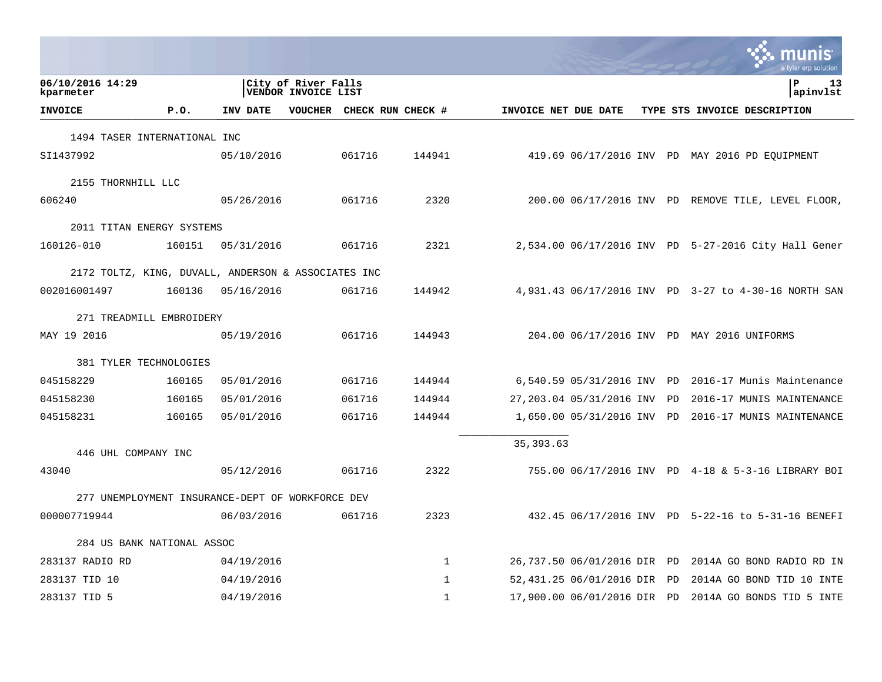06/10/2016 14:29 | City of River Falls | P 13
kparmeter | VENDOR INVOICE LIST | apinvlst

| INVOICE | P.O. | INV DATE | VOUCHER | CHECK RUN | CHECK # | INVOICE NET | DUE DATE | TYPE | STS | INVOICE DESCRIPTION |
|---|---|---|---|---|---|---|---|---|---|---|
| 1494 TASER INTERNATIONAL INC | | | | | | | | | | |
| SI1437992 | | 05/10/2016 | | 061716 | 144941 | 419.69 | 06/17/2016 | INV | PD | MAY 2016 PD EQUIPMENT |
| 2155 THORNHILL LLC | | | | | | | | | | |
| 606240 | | 05/26/2016 | | 061716 | 2320 | 200.00 | 06/17/2016 | INV | PD | REMOVE TILE, LEVEL FLOOR, |
| 2011 TITAN ENERGY SYSTEMS | | | | | | | | | | |
| 160126-010 | 160151 | 05/31/2016 | | 061716 | 2321 | 2,534.00 | 06/17/2016 | INV | PD | 5-27-2016 City Hall Gener |
| 2172 TOLTZ, KING, DUVALL, ANDERSON & ASSOCIATES INC | | | | | | | | | | |
| 002016001497 | 160136 | 05/16/2016 | | 061716 | 144942 | 4,931.43 | 06/17/2016 | INV | PD | 3-27 to 4-30-16 NORTH SAN |
| 271 TREADMILL EMBROIDERY | | | | | | | | | | |
| MAY 19 2016 | | 05/19/2016 | | 061716 | 144943 | 204.00 | 06/17/2016 | INV | PD | MAY 2016 UNIFORMS |
| 381 TYLER TECHNOLOGIES | | | | | | | | | | |
| 045158229 | 160165 | 05/01/2016 | | 061716 | 144944 | 6,540.59 | 05/31/2016 | INV | PD | 2016-17 Munis Maintenance |
| 045158230 | 160165 | 05/01/2016 | | 061716 | 144944 | 27,203.04 | 05/31/2016 | INV | PD | 2016-17 MUNIS MAINTENANCE |
| 045158231 | 160165 | 05/01/2016 | | 061716 | 144944 | 1,650.00 | 05/31/2016 | INV | PD | 2016-17 MUNIS MAINTENANCE |
| | | | | | | 35,393.63 | | | | |
| 446 UHL COMPANY INC | | | | | | | | | | |
| 43040 | | 05/12/2016 | | 061716 | 2322 | 755.00 | 06/17/2016 | INV | PD | 4-18 & 5-3-16 LIBRARY BOI |
| 277 UNEMPLOYMENT INSURANCE-DEPT OF WORKFORCE DEV | | | | | | | | | | |
| 000007719944 | | 06/03/2016 | | 061716 | 2323 | 432.45 | 06/17/2016 | INV | PD | 5-22-16 to 5-31-16 BENEFI |
| 284 US BANK NATIONAL ASSOC | | | | | | | | | | |
| 283137 RADIO RD | | 04/19/2016 | | | 1 | 26,737.50 | 06/01/2016 | DIR | PD | 2014A GO BOND RADIO RD IN |
| 283137 TID 10 | | 04/19/2016 | | | 1 | 52,431.25 | 06/01/2016 | DIR | PD | 2014A GO BOND TID 10 INTE |
| 283137 TID 5 | | 04/19/2016 | | | 1 | 17,900.00 | 06/01/2016 | DIR | PD | 2014A GO BONDS TID 5 INTE |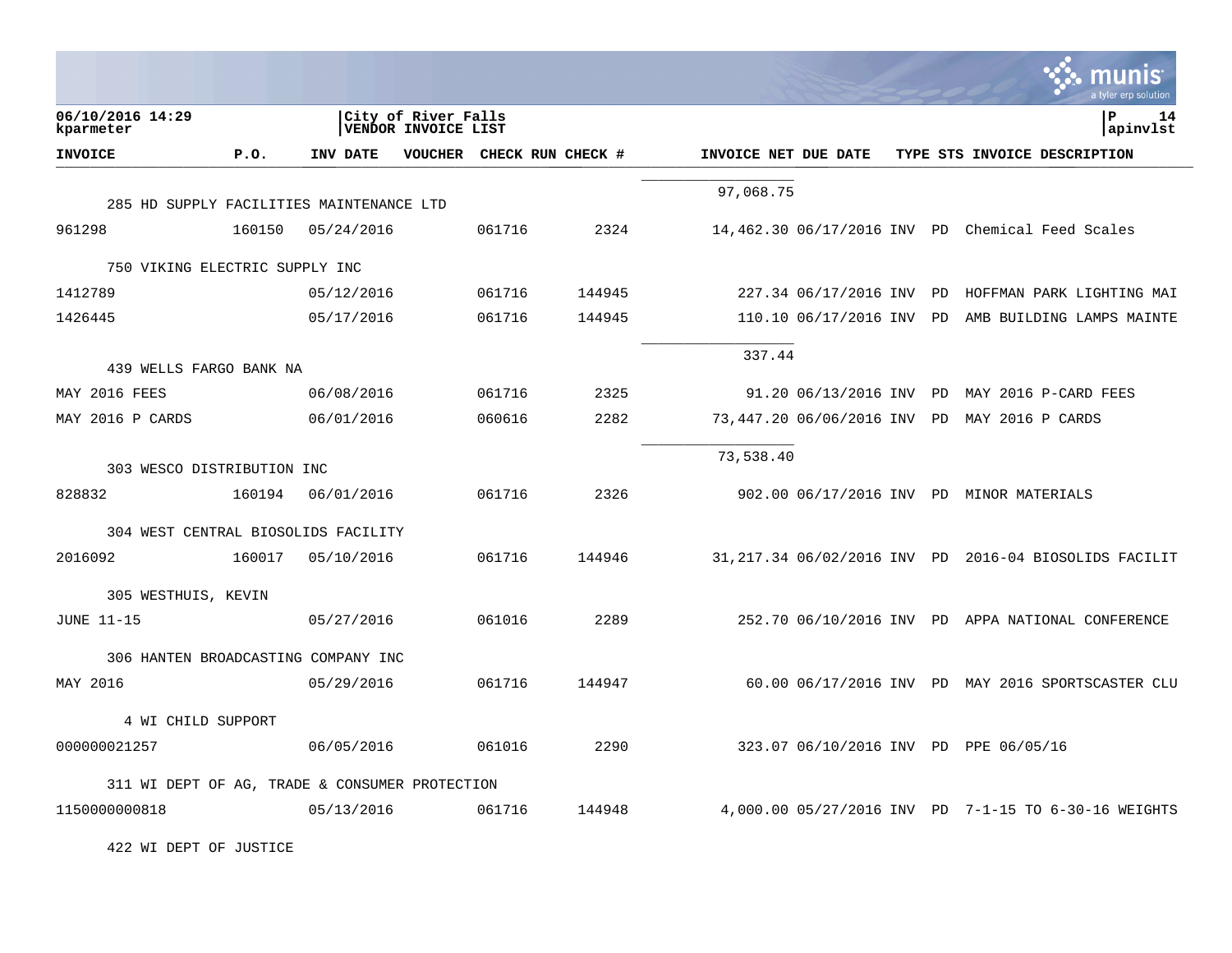06/10/2016 14:29
kparmeter

City of River Falls
VENDOR INVOICE LIST

P 14
apinvlst

| INVOICE | P.O. | INV DATE | VOUCHER | CHECK RUN | CHECK # | INVOICE NET | DUE DATE | TYPE | STS | INVOICE DESCRIPTION |
|---|---|---|---|---|---|---|---|---|---|---|
| | | | | | | 97,068.75 | | | | |
| 285 HD SUPPLY FACILITIES MAINTENANCE LTD | | | | | | | | | | |
| 961298 | 160150 | 05/24/2016 | | 061716 | 2324 | 14,462.30 | 06/17/2016 | INV | PD | Chemical Feed Scales |
| 750 VIKING ELECTRIC SUPPLY INC | | | | | | | | | | |
| 1412789 | | 05/12/2016 | | 061716 | 144945 | 227.34 | 06/17/2016 | INV | PD | HOFFMAN PARK LIGHTING MAI |
| 1426445 | | 05/17/2016 | | 061716 | 144945 | 110.10 | 06/17/2016 | INV | PD | AMB BUILDING LAMPS MAINTE |
| | | | | | | 337.44 | | | | |
| 439 WELLS FARGO BANK NA | | | | | | | | | | |
| MAY 2016 FEES | | 06/08/2016 | | 061716 | 2325 | 91.20 | 06/13/2016 | INV | PD | MAY 2016 P-CARD FEES |
| MAY 2016 P CARDS | | 06/01/2016 | | 060616 | 2282 | 73,447.20 | 06/06/2016 | INV | PD | MAY 2016 P CARDS |
| | | | | | | 73,538.40 | | | | |
| 303 WESCO DISTRIBUTION INC | | | | | | | | | | |
| 828832 | 160194 | 06/01/2016 | | 061716 | 2326 | 902.00 | 06/17/2016 | INV | PD | MINOR MATERIALS |
| 304 WEST CENTRAL BIOSOLIDS FACILITY | | | | | | | | | | |
| 2016092 | 160017 | 05/10/2016 | | 061716 | 144946 | 31,217.34 | 06/02/2016 | INV | PD | 2016-04 BIOSOLIDS FACILIT |
| 305 WESTHUIS, KEVIN | | | | | | | | | | |
| JUNE 11-15 | | 05/27/2016 | | 061016 | 2289 | 252.70 | 06/10/2016 | INV | PD | APPA NATIONAL CONFERENCE |
| 306 HANTEN BROADCASTING COMPANY INC | | | | | | | | | | |
| MAY 2016 | | 05/29/2016 | | 061716 | 144947 | 60.00 | 06/17/2016 | INV | PD | MAY 2016 SPORTSCASTER CLU |
| 4 WI CHILD SUPPORT | | | | | | | | | | |
| 000000021257 | | 06/05/2016 | | 061016 | 2290 | 323.07 | 06/10/2016 | INV | PD | PPE 06/05/16 |
| 311 WI DEPT OF AG, TRADE & CONSUMER PROTECTION | | | | | | | | | | |
| 1150000000818 | | 05/13/2016 | | 061716 | 144948 | 4,000.00 | 05/27/2016 | INV | PD | 7-1-15 TO 6-30-16 WEIGHTS |
| 422 WI DEPT OF JUSTICE | | | | | | | | | | |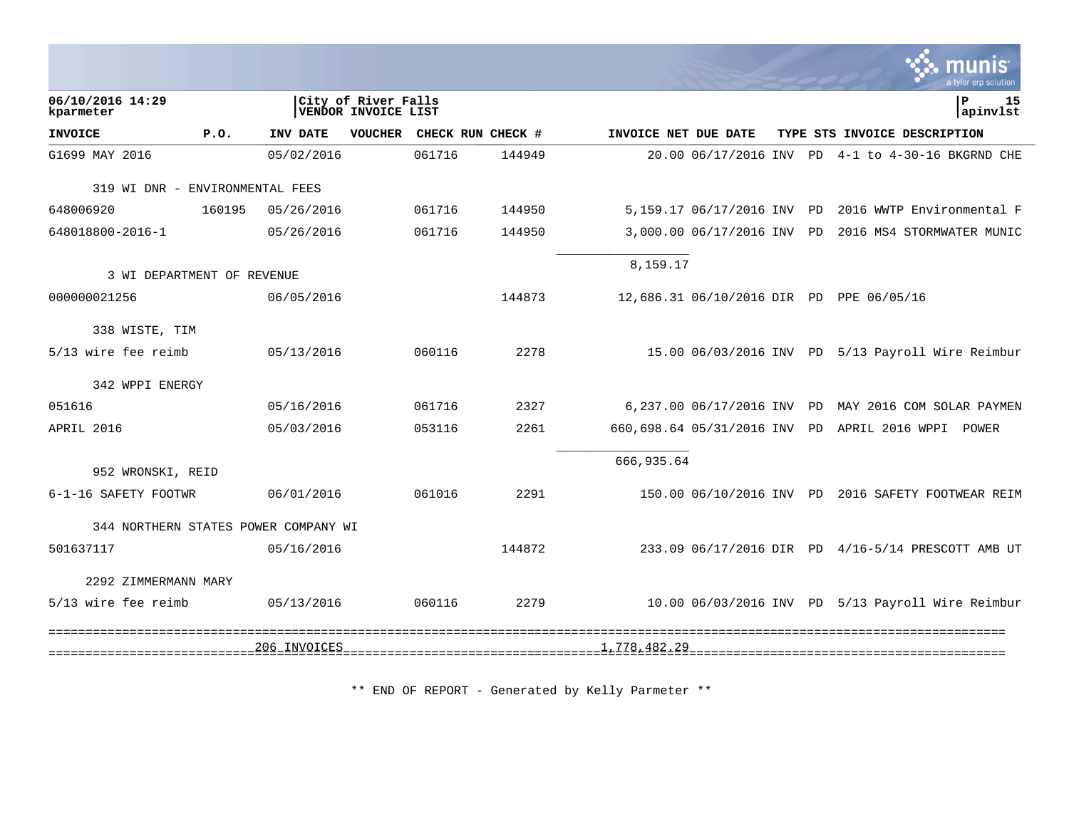06/10/2016 14:29
kparmeter

City of River Falls
VENDOR INVOICE LIST

P 15
apinvlst

| INVOICE | P.O. | INV DATE | VOUCHER | CHECK RUN | CHECK # | INVOICE NET | DUE DATE | TYPE | STS | INVOICE DESCRIPTION |
|---|---|---|---|---|---|---|---|---|---|---|
| G1699 MAY 2016 | | 05/02/2016 | | 061716 | 144949 | 20.00 | 06/17/2016 | INV | PD | 4-1 to 4-30-16 BKGRND CHE |
| 319 WI DNR - ENVIRONMENTAL FEES | | | | | | | | | | |
| 648006920 | 160195 | 05/26/2016 | | 061716 | 144950 | 5,159.17 | 06/17/2016 | INV | PD | 2016 WWTP Environmental F |
| 648018800-2016-1 | | 05/26/2016 | | 061716 | 144950 | 3,000.00 | 06/17/2016 | INV | PD | 2016 MS4 STORMWATER MUNIC |
| | | | | | | 8,159.17 | | | | |
| 3 WI DEPARTMENT OF REVENUE | | | | | | | | | | |
| 000000021256 | | 06/05/2016 | | | 144873 | 12,686.31 | 06/10/2016 | DIR | PD | PPE 06/05/16 |
| 338 WISTE, TIM | | | | | | | | | | |
| 5/13 wire fee reimb | | 05/13/2016 | | 060116 | 2278 | 15.00 | 06/03/2016 | INV | PD | 5/13 Payroll Wire Reimbur |
| 342 WPPI ENERGY | | | | | | | | | | |
| 051616 | | 05/16/2016 | | 061716 | 2327 | 6,237.00 | 06/17/2016 | INV | PD | MAY 2016 COM SOLAR PAYMEN |
| APRIL 2016 | | 05/03/2016 | | 053116 | 2261 | 660,698.64 | 05/31/2016 | INV | PD | APRIL 2016 WPPI POWER |
| | | | | | | 666,935.64 | | | | |
| 952 WRONSKI, REID | | | | | | | | | | |
| 6-1-16 SAFETY FOOTWR | | 06/01/2016 | | 061016 | 2291 | 150.00 | 06/10/2016 | INV | PD | 2016 SAFETY FOOTWEAR REIM |
| 344 NORTHERN STATES POWER COMPANY WI | | | | | | | | | | |
| 501637117 | | 05/16/2016 | | | 144872 | 233.09 | 06/17/2016 | DIR | PD | 4/16-5/14 PRESCOTT AMB UT |
| 2292 ZIMMERMANN MARY | | | | | | | | | | |
| 5/13 wire fee reimb | | 05/13/2016 | | 060116 | 2279 | 10.00 | 06/03/2016 | INV | PD | 5/13 Payroll Wire Reimbur |
| | | 206 INVOICES | | | | 1,778,482.29 | | | | |

** END OF REPORT - Generated by Kelly Parmeter **